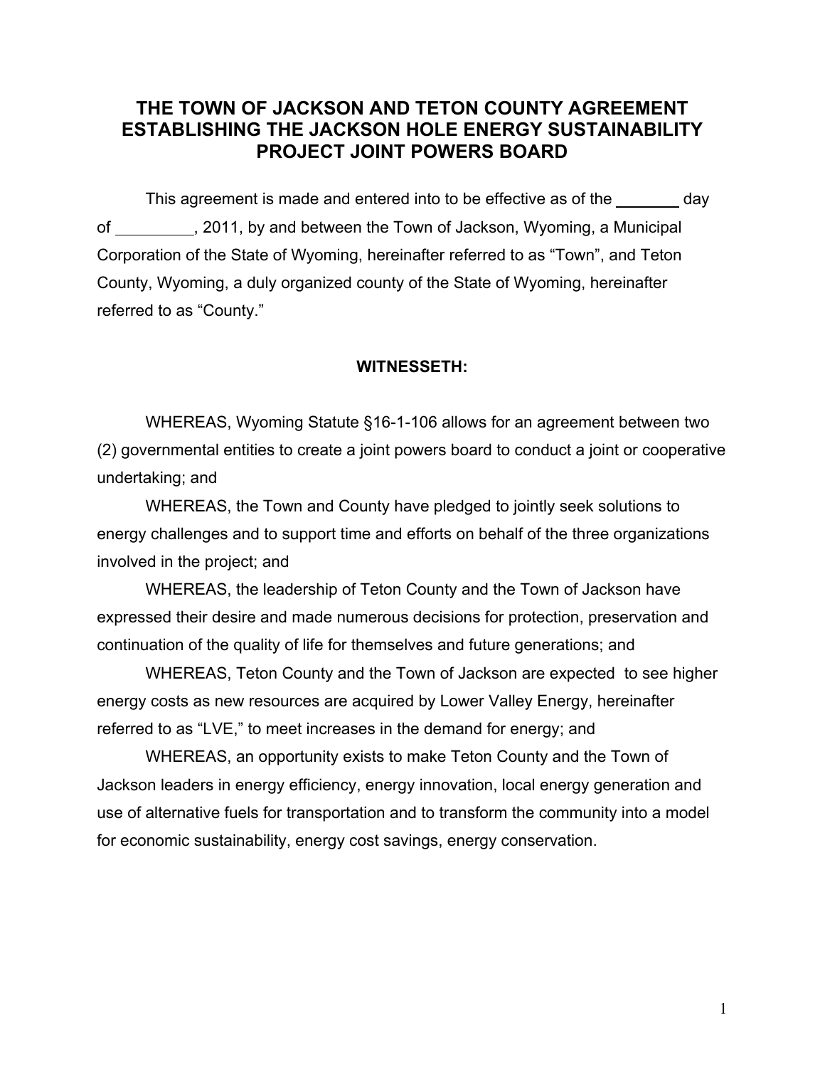# THE TOWN OF JACKSON AND TETON COUNTY AGREEMENT ESTABLISHING THE JACKSON HOLE ENERGY SUSTAINABILITY PROJECT JOINT POWERS BOARD

This agreement is made and entered into to be effective as of the _______ day of _________, 2011, by and between the Town of Jackson, Wyoming, a Municipal Corporation of the State of Wyoming, hereinafter referred to as "Town", and Teton County, Wyoming, a duly organized county of the State of Wyoming, hereinafter referred to as "County."

**WITNESSETH:**

WHEREAS, Wyoming Statute §16-1-106 allows for an agreement between two (2) governmental entities to create a joint powers board to conduct a joint or cooperative undertaking; and

WHEREAS, the Town and County have pledged to jointly seek solutions to energy challenges and to support time and efforts on behalf of the three organizations involved in the project; and

WHEREAS, the leadership of Teton County and the Town of Jackson have expressed their desire and made numerous decisions for protection, preservation and continuation of the quality of life for themselves and future generations; and

WHEREAS, Teton County and the Town of Jackson are expected to see higher energy costs as new resources are acquired by Lower Valley Energy, hereinafter referred to as "LVE," to meet increases in the demand for energy; and

WHEREAS, an opportunity exists to make Teton County and the Town of Jackson leaders in energy efficiency, energy innovation, local energy generation and use of alternative fuels for transportation and to transform the community into a model for economic sustainability, energy cost savings, energy conservation.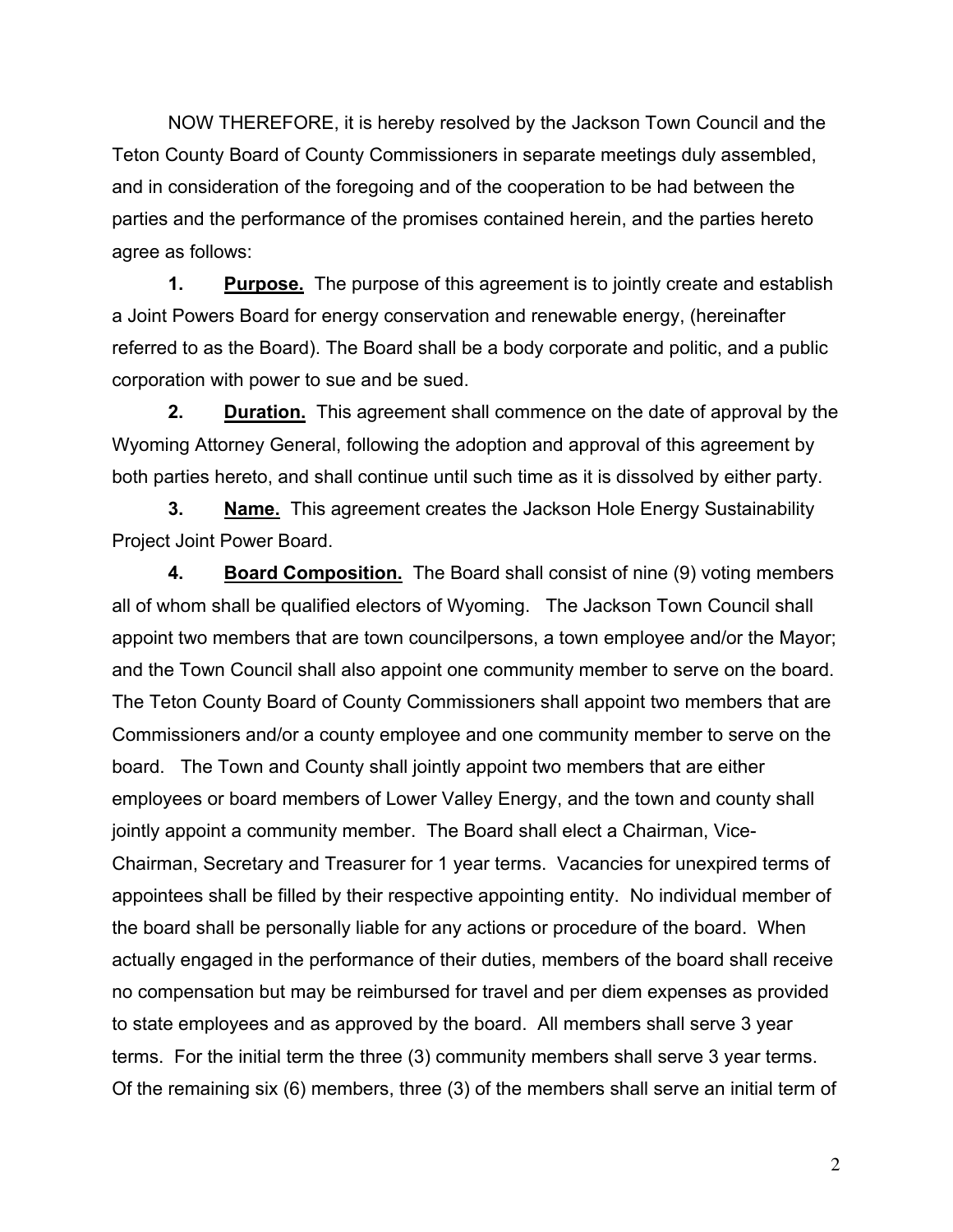NOW THEREFORE, it is hereby resolved by the Jackson Town Council and the Teton County Board of County Commissioners in separate meetings duly assembled, and in consideration of the foregoing and of the cooperation to be had between the parties and the performance of the promises contained herein, and the parties hereto agree as follows:

**1. Purpose.** The purpose of this agreement is to jointly create and establish a Joint Powers Board for energy conservation and renewable energy, (hereinafter referred to as the Board). The Board shall be a body corporate and politic, and a public corporation with power to sue and be sued.

**2. Duration.** This agreement shall commence on the date of approval by the Wyoming Attorney General, following the adoption and approval of this agreement by both parties hereto, and shall continue until such time as it is dissolved by either party.

**3. Name.** This agreement creates the Jackson Hole Energy Sustainability Project Joint Power Board.

**4. Board Composition.** The Board shall consist of nine (9) voting members all of whom shall be qualified electors of Wyoming. The Jackson Town Council shall appoint two members that are town councilpersons, a town employee and/or the Mayor; and the Town Council shall also appoint one community member to serve on the board. The Teton County Board of County Commissioners shall appoint two members that are Commissioners and/or a county employee and one community member to serve on the board. The Town and County shall jointly appoint two members that are either employees or board members of Lower Valley Energy, and the town and county shall jointly appoint a community member. The Board shall elect a Chairman, Vice-Chairman, Secretary and Treasurer for 1 year terms. Vacancies for unexpired terms of appointees shall be filled by their respective appointing entity. No individual member of the board shall be personally liable for any actions or procedure of the board. When actually engaged in the performance of their duties, members of the board shall receive no compensation but may be reimbursed for travel and per diem expenses as provided to state employees and as approved by the board. All members shall serve 3 year terms. For the initial term the three (3) community members shall serve 3 year terms. Of the remaining six (6) members, three (3) of the members shall serve an initial term of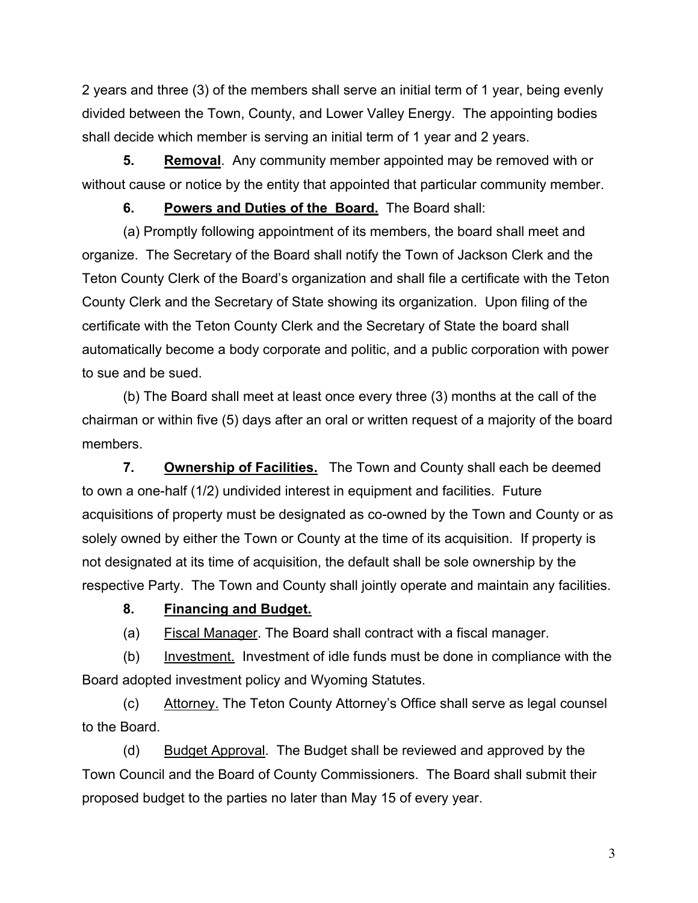2 years and three (3) of the members shall serve an initial term of 1 year, being evenly divided between the Town, County, and Lower Valley Energy. The appointing bodies shall decide which member is serving an initial term of 1 year and 2 years.

**5. Removal**. Any community member appointed may be removed with or without cause or notice by the entity that appointed that particular community member.

**6. Powers and Duties of the Board.** The Board shall:

(a) Promptly following appointment of its members, the board shall meet and organize. The Secretary of the Board shall notify the Town of Jackson Clerk and the Teton County Clerk of the Board's organization and shall file a certificate with the Teton County Clerk and the Secretary of State showing its organization. Upon filing of the certificate with the Teton County Clerk and the Secretary of State the board shall automatically become a body corporate and politic, and a public corporation with power to sue and be sued.

(b) The Board shall meet at least once every three (3) months at the call of the chairman or within five (5) days after an oral or written request of a majority of the board members.

**7. Ownership of Facilities.** The Town and County shall each be deemed to own a one-half (1/2) undivided interest in equipment and facilities. Future acquisitions of property must be designated as co-owned by the Town and County or as solely owned by either the Town or County at the time of its acquisition. If property is not designated at its time of acquisition, the default shall be sole ownership by the respective Party. The Town and County shall jointly operate and maintain any facilities.

**8. Financing and Budget.**

(a) Fiscal Manager. The Board shall contract with a fiscal manager.

(b) Investment. Investment of idle funds must be done in compliance with the Board adopted investment policy and Wyoming Statutes.

(c) Attorney. The Teton County Attorney's Office shall serve as legal counsel to the Board.

(d) Budget Approval. The Budget shall be reviewed and approved by the Town Council and the Board of County Commissioners. The Board shall submit their proposed budget to the parties no later than May 15 of every year.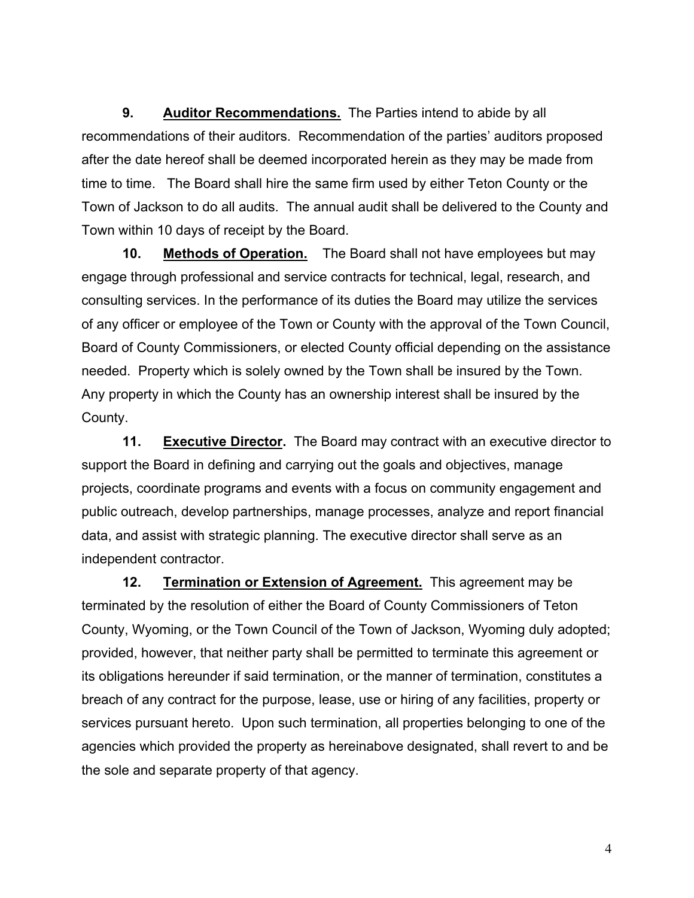**9. Auditor Recommendations.** The Parties intend to abide by all recommendations of their auditors. Recommendation of the parties' auditors proposed after the date hereof shall be deemed incorporated herein as they may be made from time to time. The Board shall hire the same firm used by either Teton County or the Town of Jackson to do all audits. The annual audit shall be delivered to the County and Town within 10 days of receipt by the Board.

**10. Methods of Operation.** The Board shall not have employees but may engage through professional and service contracts for technical, legal, research, and consulting services. In the performance of its duties the Board may utilize the services of any officer or employee of the Town or County with the approval of the Town Council, Board of County Commissioners, or elected County official depending on the assistance needed. Property which is solely owned by the Town shall be insured by the Town. Any property in which the County has an ownership interest shall be insured by the County.

**11. Executive Director.** The Board may contract with an executive director to support the Board in defining and carrying out the goals and objectives, manage projects, coordinate programs and events with a focus on community engagement and public outreach, develop partnerships, manage processes, analyze and report financial data, and assist with strategic planning. The executive director shall serve as an independent contractor.

**12. Termination or Extension of Agreement.** This agreement may be terminated by the resolution of either the Board of County Commissioners of Teton County, Wyoming, or the Town Council of the Town of Jackson, Wyoming duly adopted; provided, however, that neither party shall be permitted to terminate this agreement or its obligations hereunder if said termination, or the manner of termination, constitutes a breach of any contract for the purpose, lease, use or hiring of any facilities, property or services pursuant hereto. Upon such termination, all properties belonging to one of the agencies which provided the property as hereinabove designated, shall revert to and be the sole and separate property of that agency.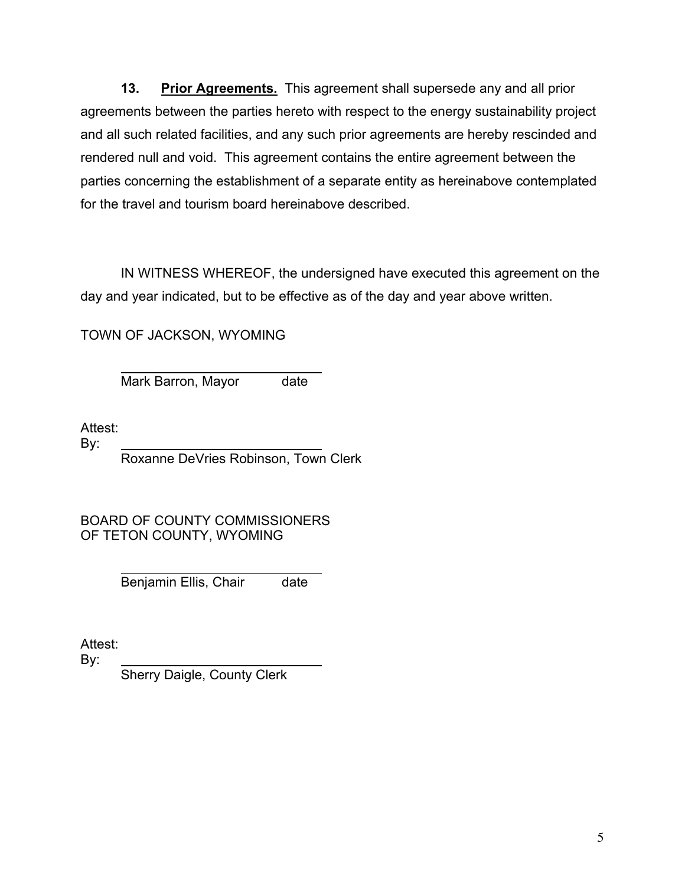**13. <u>Prior Agreements.</u>** This agreement shall supersede any and all prior agreements between the parties hereto with respect to the energy sustainability project and all such related facilities, and any such prior agreements are hereby rescinded and rendered null and void. This agreement contains the entire agreement between the parties concerning the establishment of a separate entity as hereinabove contemplated for the travel and tourism board hereinabove described.

IN WITNESS WHEREOF, the undersigned have executed this agreement on the day and year indicated, but to be effective as of the day and year above written.

TOWN OF JACKSON, WYOMING

______________________________
Mark Barron, Mayor          date

Attest:
By: ______________________________
Roxanne DeVries Robinson, Town Clerk

BOARD OF COUNTY COMMISSIONERS
OF TETON COUNTY, WYOMING

______________________________
Benjamin Ellis, Chair          date

Attest:
By: ______________________________
Sherry Daigle, County Clerk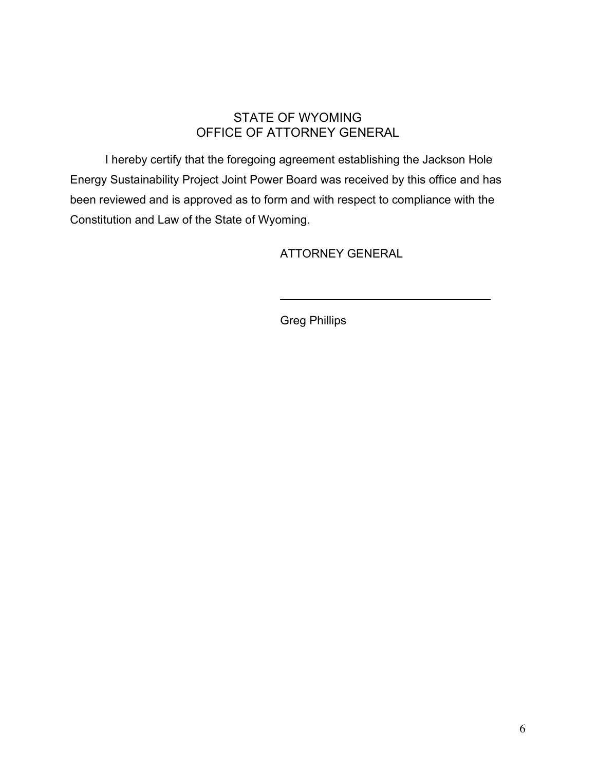# STATE OF WYOMING
# OFFICE OF ATTORNEY GENERAL

I hereby certify that the foregoing agreement establishing the Jackson Hole Energy Sustainability Project Joint Power Board was received by this office and has been reviewed and is approved as to form and with respect to compliance with the Constitution and Law of the State of Wyoming.

ATTORNEY GENERAL

\_\_\_\_\_\_\_\_\_\_\_\_\_\_\_\_\_\_\_\_\_\_\_\_\_\_\_\_\_\_\_\_

Greg Phillips